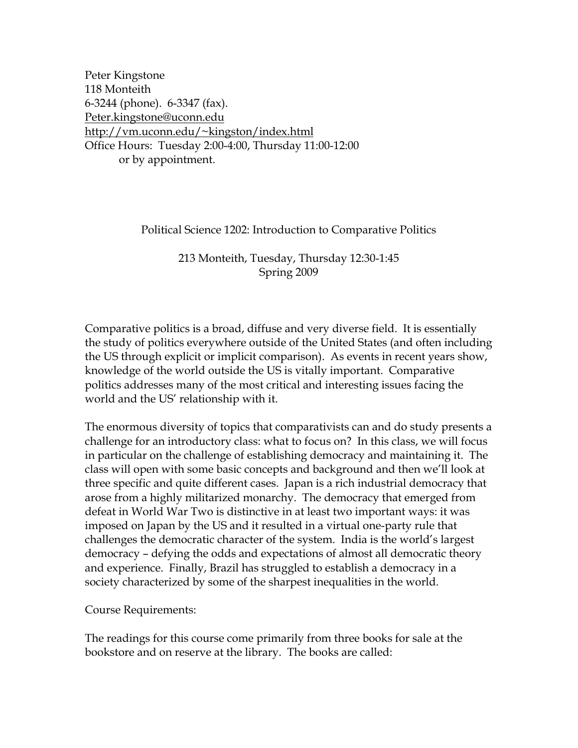Peter Kingstone
118 Monteith
6-3244 (phone). 6-3347 (fax).
Peter.kingstone@uconn.edu
http://vm.uconn.edu/~kingston/index.html
Office Hours: Tuesday 2:00-4:00, Thursday 11:00-12:00
or by appointment.

## Political Science 1202: Introduction to Comparative Politics

213 Monteith, Tuesday, Thursday 12:30-1:45
Spring 2009

Comparative politics is a broad, diffuse and very diverse field. It is essentially the study of politics everywhere outside of the United States (and often including the US through explicit or implicit comparison). As events in recent years show, knowledge of the world outside the US is vitally important. Comparative politics addresses many of the most critical and interesting issues facing the world and the US' relationship with it.

The enormous diversity of topics that comparativists can and do study presents a challenge for an introductory class: what to focus on? In this class, we will focus in particular on the challenge of establishing democracy and maintaining it. The class will open with some basic concepts and background and then we'll look at three specific and quite different cases. Japan is a rich industrial democracy that arose from a highly militarized monarchy. The democracy that emerged from defeat in World War Two is distinctive in at least two important ways: it was imposed on Japan by the US and it resulted in a virtual one-party rule that challenges the democratic character of the system. India is the world's largest democracy – defying the odds and expectations of almost all democratic theory and experience. Finally, Brazil has struggled to establish a democracy in a society characterized by some of the sharpest inequalities in the world.

Course Requirements:

The readings for this course come primarily from three books for sale at the bookstore and on reserve at the library. The books are called: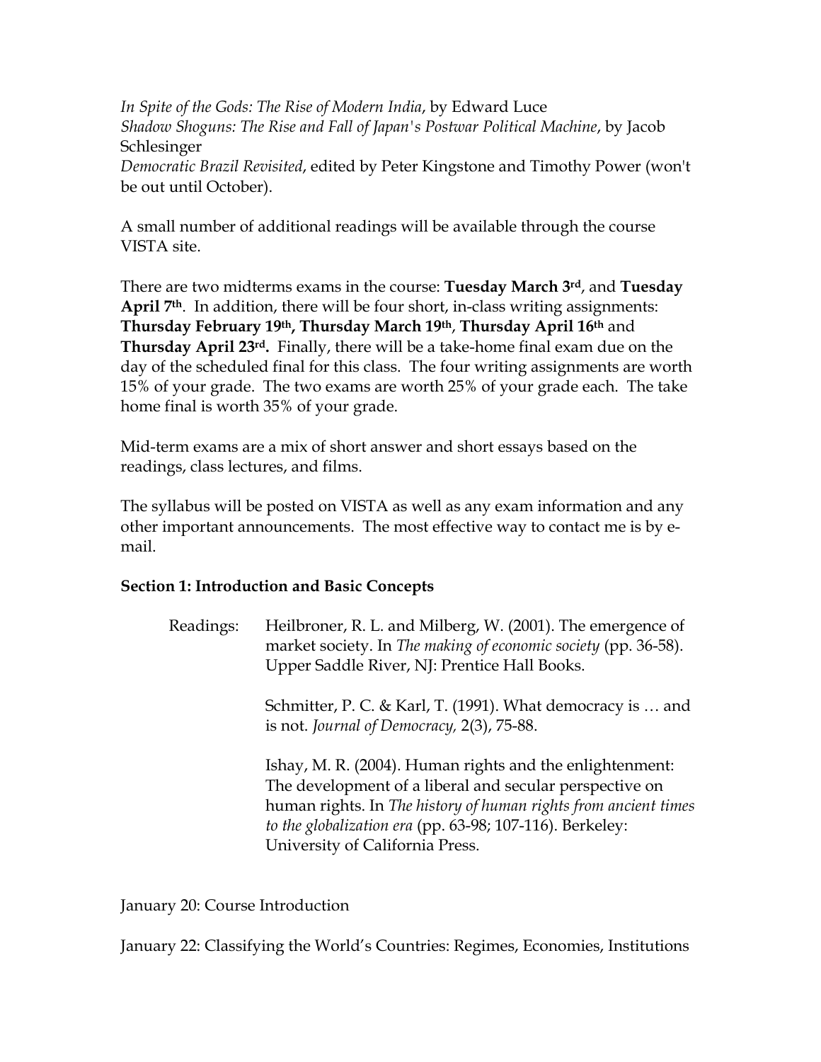*In Spite of the Gods: The Rise of Modern India*, by Edward Luce
*Shadow Shoguns: The Rise and Fall of Japan's Postwar Political Machine*, by Jacob Schlesinger
*Democratic Brazil Revisited*, edited by Peter Kingstone and Timothy Power (won't be out until October).

A small number of additional readings will be available through the course VISTA site.

There are two midterms exams in the course: **Tuesday March 3rd**, and **Tuesday April 7th**. In addition, there will be four short, in-class writing assignments: **Thursday February 19th, Thursday March 19th**, **Thursday April 16th** and **Thursday April 23rd.** Finally, there will be a take-home final exam due on the day of the scheduled final for this class. The four writing assignments are worth 15% of your grade. The two exams are worth 25% of your grade each. The take home final is worth 35% of your grade.

Mid-term exams are a mix of short answer and short essays based on the readings, class lectures, and films.

The syllabus will be posted on VISTA as well as any exam information and any other important announcements. The most effective way to contact me is by e-mail.

**Section 1: Introduction and Basic Concepts**

Readings: Heilbroner, R. L. and Milberg, W. (2001). The emergence of market society. In *The making of economic society* (pp. 36-58). Upper Saddle River, NJ: Prentice Hall Books.

Schmitter, P. C. & Karl, T. (1991). What democracy is … and is not. *Journal of Democracy,* 2(3), 75-88.

Ishay, M. R. (2004). Human rights and the enlightenment: The development of a liberal and secular perspective on human rights. In *The history of human rights from ancient times to the globalization era* (pp. 63-98; 107-116). Berkeley: University of California Press.

January 20: Course Introduction

January 22: Classifying the World's Countries: Regimes, Economies, Institutions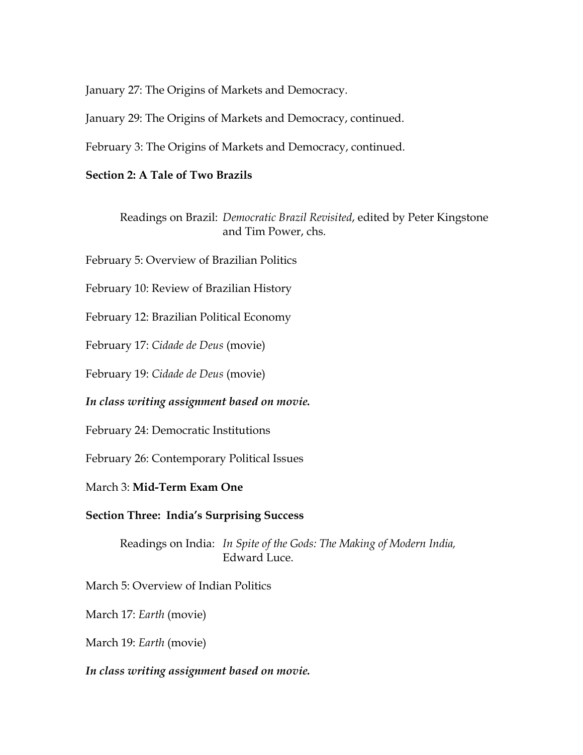January 27: The Origins of Markets and Democracy.

January 29: The Origins of Markets and Democracy, continued.

February 3: The Origins of Markets and Democracy, continued.

**Section 2: A Tale of Two Brazils**

Readings on Brazil: *Democratic Brazil Revisited*, edited by Peter Kingstone and Tim Power, chs.

February 5: Overview of Brazilian Politics

February 10: Review of Brazilian History

February 12: Brazilian Political Economy

February 17: *Cidade de Deus* (movie)

February 19: *Cidade de Deus* (movie)

***In class writing assignment based on movie.***

February 24: Democratic Institutions

February 26: Contemporary Political Issues

March 3: **Mid-Term Exam One**

**Section Three: India's Surprising Success**

Readings on India: *In Spite of the Gods: The Making of Modern India,* Edward Luce.

March 5: Overview of Indian Politics

March 17: *Earth* (movie)

March 19: *Earth* (movie)

***In class writing assignment based on movie.***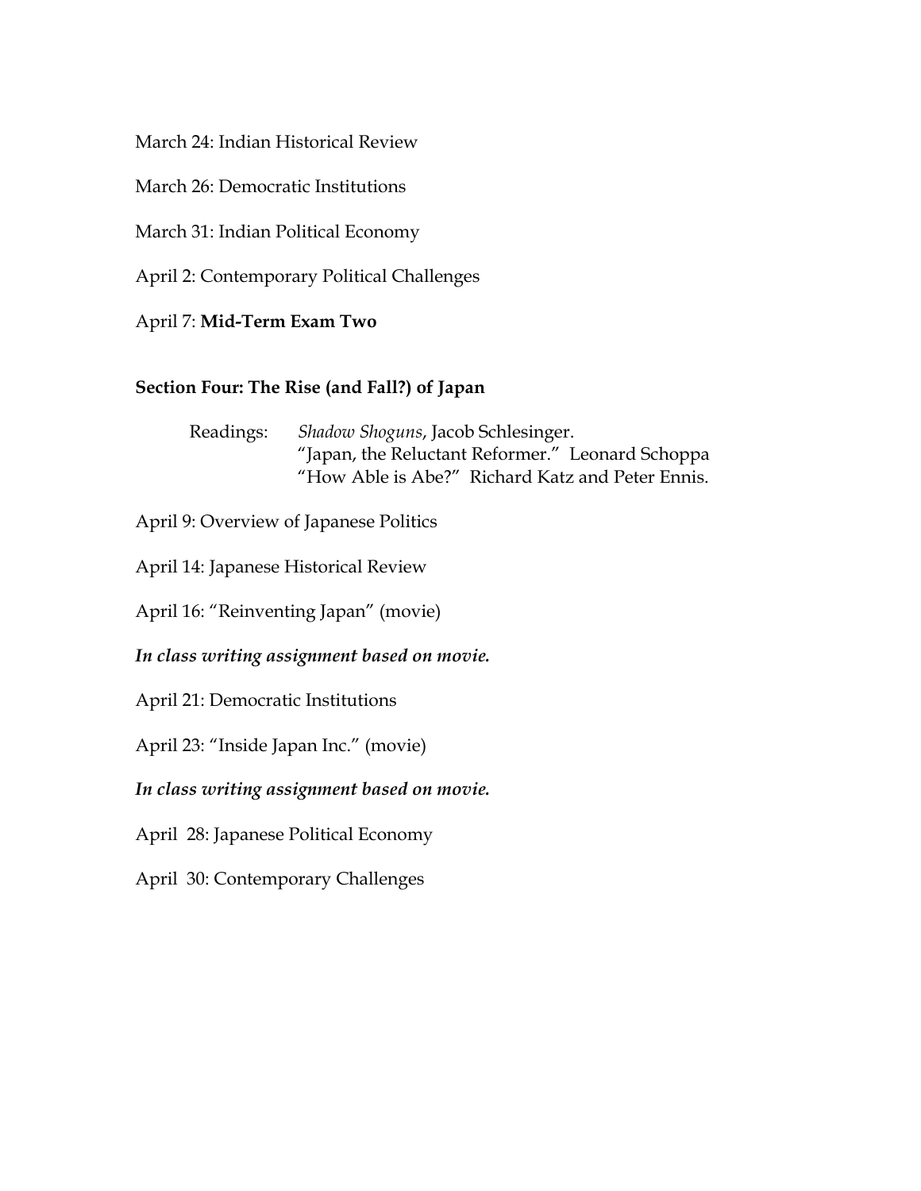March 24: Indian Historical Review

March 26: Democratic Institutions

March 31: Indian Political Economy

April 2: Contemporary Political Challenges

April 7: **Mid-Term Exam Two**

**Section Four: The Rise (and Fall?) of Japan**

Readings: *Shadow Shoguns*, Jacob Schlesinger.
"Japan, the Reluctant Reformer." Leonard Schoppa
"How Able is Abe?" Richard Katz and Peter Ennis.

April 9: Overview of Japanese Politics

April 14: Japanese Historical Review

April 16: "Reinventing Japan" (movie)

***In class writing assignment based on movie.***

April 21: Democratic Institutions

April 23: "Inside Japan Inc." (movie)

***In class writing assignment based on movie.***

April 28: Japanese Political Economy

April 30: Contemporary Challenges